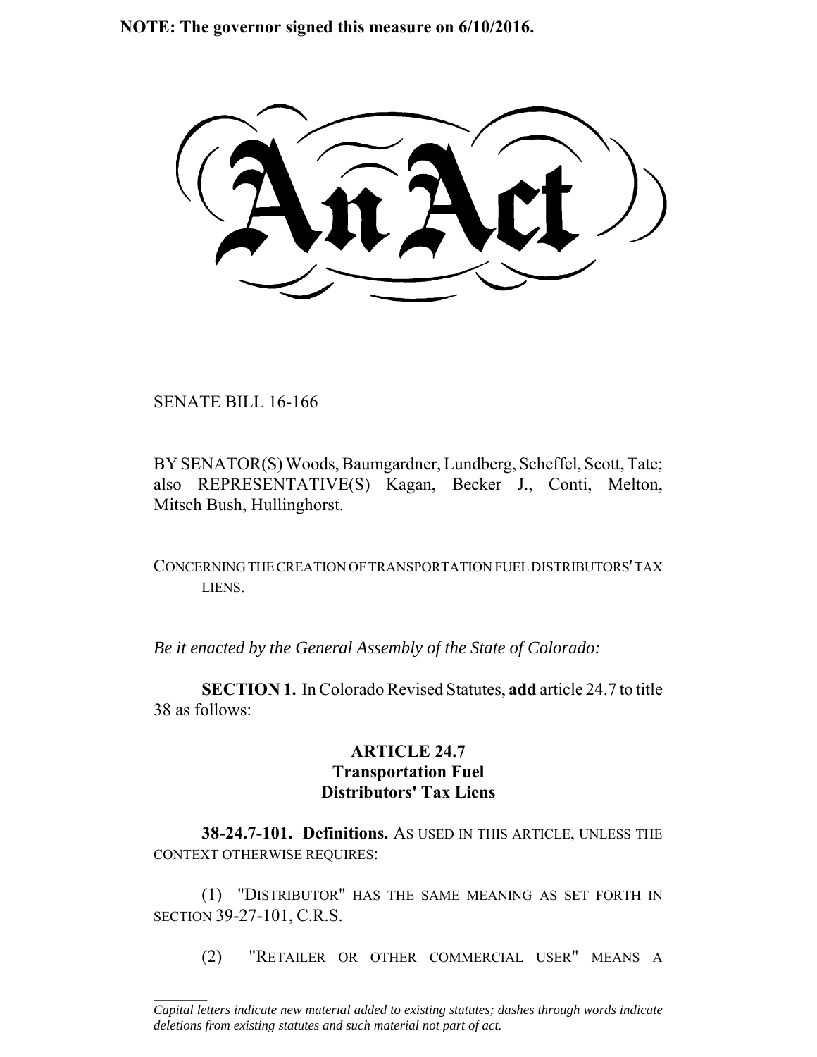**NOTE: The governor signed this measure on 6/10/2016.**

# An Act

SENATE BILL 16-166

BY SENATOR(S) Woods, Baumgardner, Lundberg, Scheffel, Scott, Tate; also REPRESENTATIVE(S) Kagan, Becker J., Conti, Melton, Mitsch Bush, Hullinghorst.

CONCERNING THE CREATION OF TRANSPORTATION FUEL DISTRIBUTORS' TAX LIENS.

*Be it enacted by the General Assembly of the State of Colorado:*

**SECTION 1.** In Colorado Revised Statutes, **add** article 24.7 to title 38 as follows:

**ARTICLE 24.7**
**Transportation Fuel**
**Distributors' Tax Liens**

**38-24.7-101. Definitions.** AS USED IN THIS ARTICLE, UNLESS THE CONTEXT OTHERWISE REQUIRES:

(1) "DISTRIBUTOR" HAS THE SAME MEANING AS SET FORTH IN SECTION 39-27-101, C.R.S.

(2) "RETAILER OR OTHER COMMERCIAL USER" MEANS A

---

*Capital letters indicate new material added to existing statutes; dashes through words indicate deletions from existing statutes and such material not part of act.*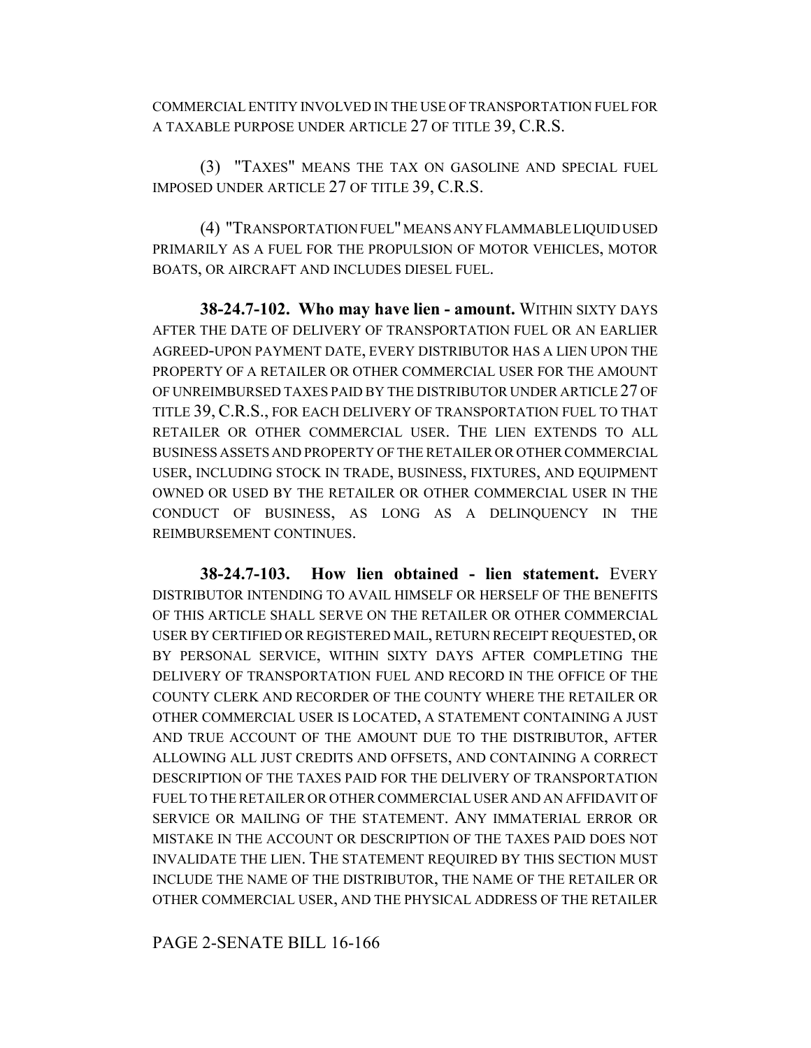COMMERCIAL ENTITY INVOLVED IN THE USE OF TRANSPORTATION FUEL FOR A TAXABLE PURPOSE UNDER ARTICLE 27 OF TITLE 39, C.R.S.

(3) "TAXES" MEANS THE TAX ON GASOLINE AND SPECIAL FUEL IMPOSED UNDER ARTICLE 27 OF TITLE 39, C.R.S.

(4) "TRANSPORTATION FUEL" MEANS ANY FLAMMABLE LIQUID USED PRIMARILY AS A FUEL FOR THE PROPULSION OF MOTOR VEHICLES, MOTOR BOATS, OR AIRCRAFT AND INCLUDES DIESEL FUEL.

**38-24.7-102. Who may have lien - amount.** WITHIN SIXTY DAYS AFTER THE DATE OF DELIVERY OF TRANSPORTATION FUEL OR AN EARLIER AGREED-UPON PAYMENT DATE, EVERY DISTRIBUTOR HAS A LIEN UPON THE PROPERTY OF A RETAILER OR OTHER COMMERCIAL USER FOR THE AMOUNT OF UNREIMBURSED TAXES PAID BY THE DISTRIBUTOR UNDER ARTICLE 27 OF TITLE 39, C.R.S., FOR EACH DELIVERY OF TRANSPORTATION FUEL TO THAT RETAILER OR OTHER COMMERCIAL USER. THE LIEN EXTENDS TO ALL BUSINESS ASSETS AND PROPERTY OF THE RETAILER OR OTHER COMMERCIAL USER, INCLUDING STOCK IN TRADE, BUSINESS, FIXTURES, AND EQUIPMENT OWNED OR USED BY THE RETAILER OR OTHER COMMERCIAL USER IN THE CONDUCT OF BUSINESS, AS LONG AS A DELINQUENCY IN THE REIMBURSEMENT CONTINUES.

**38-24.7-103. How lien obtained - lien statement.** EVERY DISTRIBUTOR INTENDING TO AVAIL HIMSELF OR HERSELF OF THE BENEFITS OF THIS ARTICLE SHALL SERVE ON THE RETAILER OR OTHER COMMERCIAL USER BY CERTIFIED OR REGISTERED MAIL, RETURN RECEIPT REQUESTED, OR BY PERSONAL SERVICE, WITHIN SIXTY DAYS AFTER COMPLETING THE DELIVERY OF TRANSPORTATION FUEL AND RECORD IN THE OFFICE OF THE COUNTY CLERK AND RECORDER OF THE COUNTY WHERE THE RETAILER OR OTHER COMMERCIAL USER IS LOCATED, A STATEMENT CONTAINING A JUST AND TRUE ACCOUNT OF THE AMOUNT DUE TO THE DISTRIBUTOR, AFTER ALLOWING ALL JUST CREDITS AND OFFSETS, AND CONTAINING A CORRECT DESCRIPTION OF THE TAXES PAID FOR THE DELIVERY OF TRANSPORTATION FUEL TO THE RETAILER OR OTHER COMMERCIAL USER AND AN AFFIDAVIT OF SERVICE OR MAILING OF THE STATEMENT. ANY IMMATERIAL ERROR OR MISTAKE IN THE ACCOUNT OR DESCRIPTION OF THE TAXES PAID DOES NOT INVALIDATE THE LIEN. THE STATEMENT REQUIRED BY THIS SECTION MUST INCLUDE THE NAME OF THE DISTRIBUTOR, THE NAME OF THE RETAILER OR OTHER COMMERCIAL USER, AND THE PHYSICAL ADDRESS OF THE RETAILER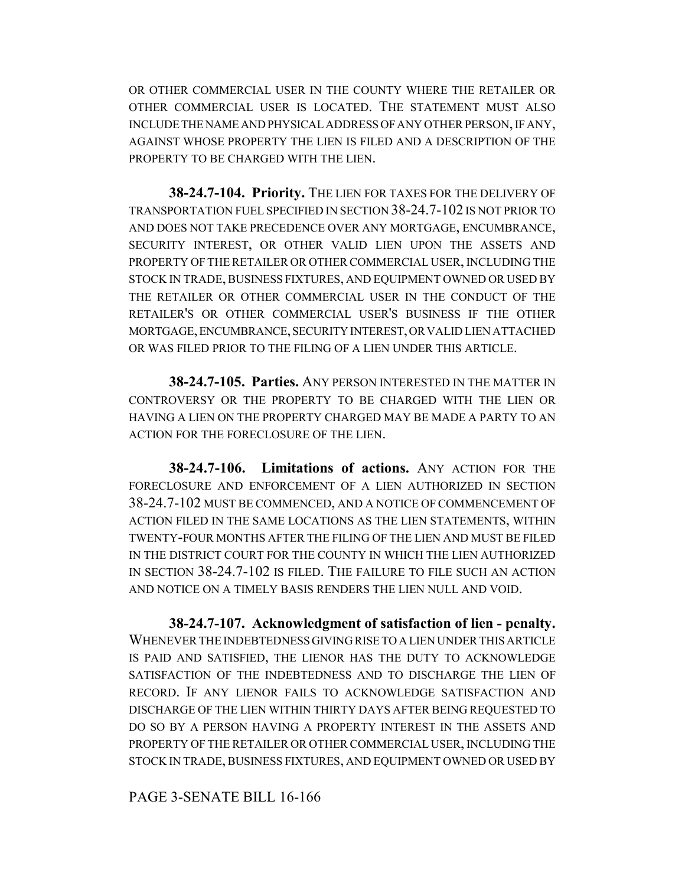OR OTHER COMMERCIAL USER IN THE COUNTY WHERE THE RETAILER OR OTHER COMMERCIAL USER IS LOCATED. THE STATEMENT MUST ALSO INCLUDE THE NAME AND PHYSICAL ADDRESS OF ANY OTHER PERSON, IF ANY, AGAINST WHOSE PROPERTY THE LIEN IS FILED AND A DESCRIPTION OF THE PROPERTY TO BE CHARGED WITH THE LIEN.

**38-24.7-104. Priority.** THE LIEN FOR TAXES FOR THE DELIVERY OF TRANSPORTATION FUEL SPECIFIED IN SECTION 38-24.7-102 IS NOT PRIOR TO AND DOES NOT TAKE PRECEDENCE OVER ANY MORTGAGE, ENCUMBRANCE, SECURITY INTEREST, OR OTHER VALID LIEN UPON THE ASSETS AND PROPERTY OF THE RETAILER OR OTHER COMMERCIAL USER, INCLUDING THE STOCK IN TRADE, BUSINESS FIXTURES, AND EQUIPMENT OWNED OR USED BY THE RETAILER OR OTHER COMMERCIAL USER IN THE CONDUCT OF THE RETAILER'S OR OTHER COMMERCIAL USER'S BUSINESS IF THE OTHER MORTGAGE, ENCUMBRANCE, SECURITY INTEREST, OR VALID LIEN ATTACHED OR WAS FILED PRIOR TO THE FILING OF A LIEN UNDER THIS ARTICLE.

**38-24.7-105. Parties.** ANY PERSON INTERESTED IN THE MATTER IN CONTROVERSY OR THE PROPERTY TO BE CHARGED WITH THE LIEN OR HAVING A LIEN ON THE PROPERTY CHARGED MAY BE MADE A PARTY TO AN ACTION FOR THE FORECLOSURE OF THE LIEN.

**38-24.7-106. Limitations of actions.** ANY ACTION FOR THE FORECLOSURE AND ENFORCEMENT OF A LIEN AUTHORIZED IN SECTION 38-24.7-102 MUST BE COMMENCED, AND A NOTICE OF COMMENCEMENT OF ACTION FILED IN THE SAME LOCATIONS AS THE LIEN STATEMENTS, WITHIN TWENTY-FOUR MONTHS AFTER THE FILING OF THE LIEN AND MUST BE FILED IN THE DISTRICT COURT FOR THE COUNTY IN WHICH THE LIEN AUTHORIZED IN SECTION 38-24.7-102 IS FILED. THE FAILURE TO FILE SUCH AN ACTION AND NOTICE ON A TIMELY BASIS RENDERS THE LIEN NULL AND VOID.

**38-24.7-107. Acknowledgment of satisfaction of lien - penalty.** WHENEVER THE INDEBTEDNESS GIVING RISE TO A LIEN UNDER THIS ARTICLE IS PAID AND SATISFIED, THE LIENOR HAS THE DUTY TO ACKNOWLEDGE SATISFACTION OF THE INDEBTEDNESS AND TO DISCHARGE THE LIEN OF RECORD. IF ANY LIENOR FAILS TO ACKNOWLEDGE SATISFACTION AND DISCHARGE OF THE LIEN WITHIN THIRTY DAYS AFTER BEING REQUESTED TO DO SO BY A PERSON HAVING A PROPERTY INTEREST IN THE ASSETS AND PROPERTY OF THE RETAILER OR OTHER COMMERCIAL USER, INCLUDING THE STOCK IN TRADE, BUSINESS FIXTURES, AND EQUIPMENT OWNED OR USED BY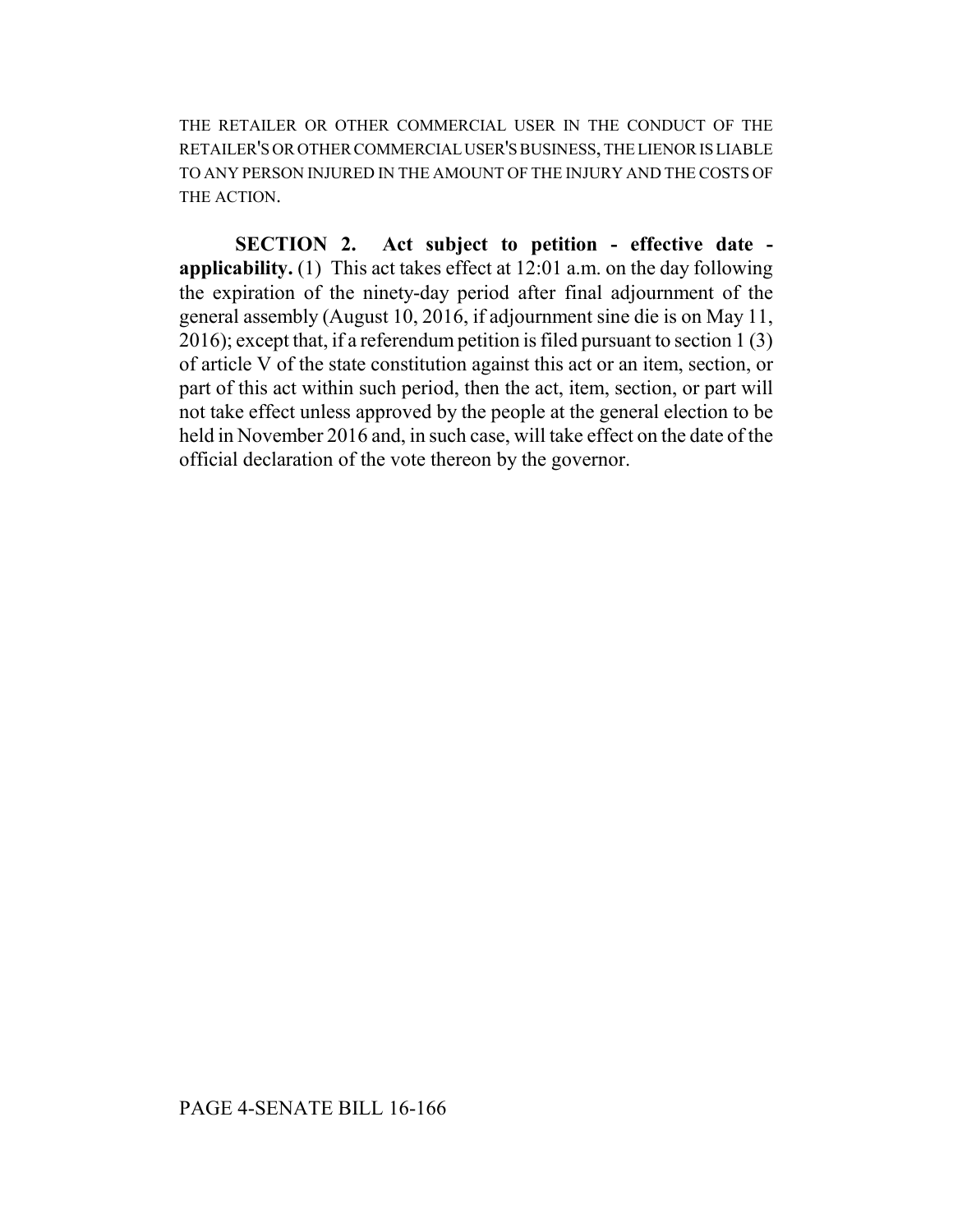THE RETAILER OR OTHER COMMERCIAL USER IN THE CONDUCT OF THE RETAILER'S OR OTHER COMMERCIAL USER'S BUSINESS, THE LIENOR IS LIABLE TO ANY PERSON INJURED IN THE AMOUNT OF THE INJURY AND THE COSTS OF THE ACTION.

**SECTION 2. Act subject to petition - effective date - applicability.** (1) This act takes effect at 12:01 a.m. on the day following the expiration of the ninety-day period after final adjournment of the general assembly (August 10, 2016, if adjournment sine die is on May 11, 2016); except that, if a referendum petition is filed pursuant to section 1 (3) of article V of the state constitution against this act or an item, section, or part of this act within such period, then the act, item, section, or part will not take effect unless approved by the people at the general election to be held in November 2016 and, in such case, will take effect on the date of the official declaration of the vote thereon by the governor.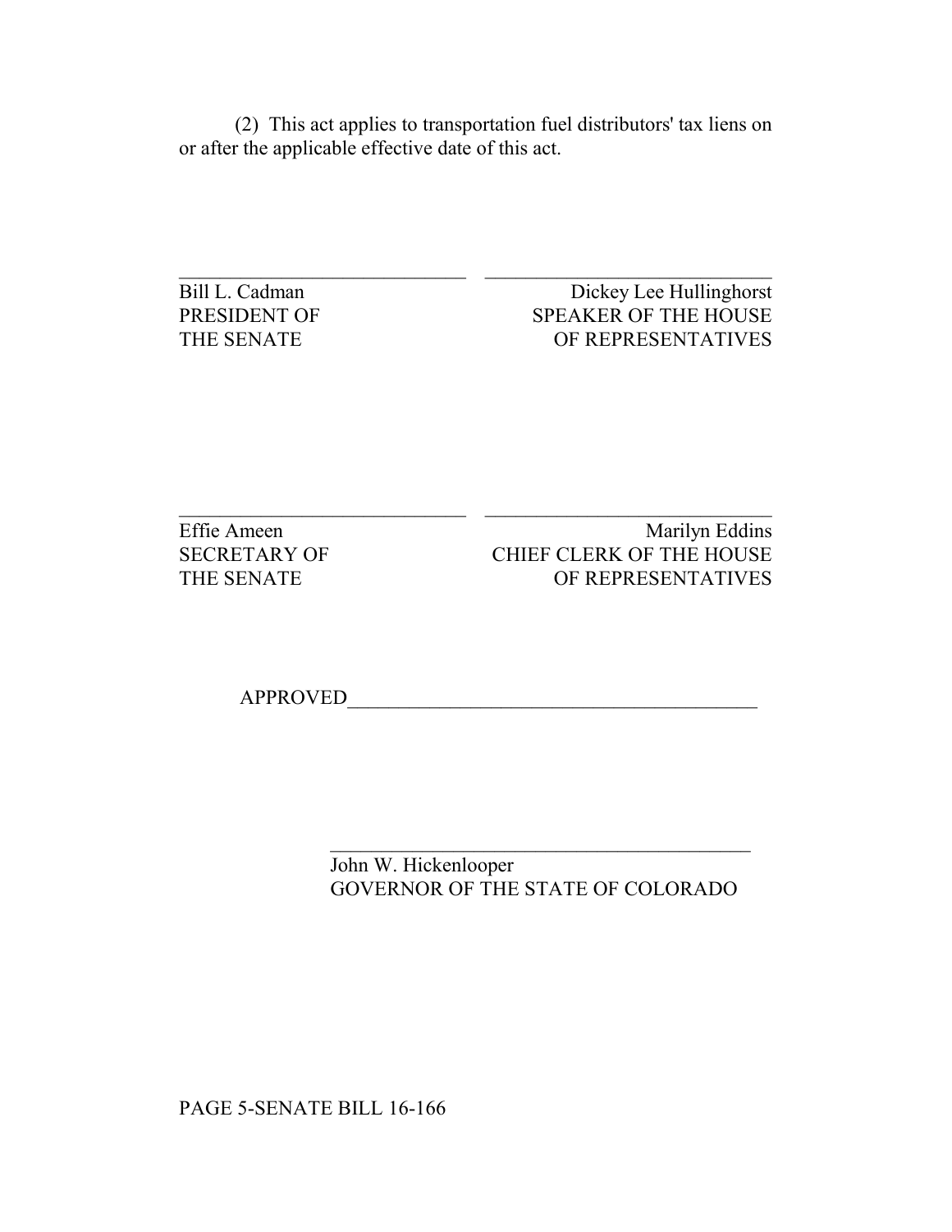(2) This act applies to transportation fuel distributors' tax liens on or after the applicable effective date of this act.

\_\_\_\_\_\_\_\_\_\_\_\_\_\_\_\_\_\_\_\_\_\_\_\_\_\_\_\_\_\_

Bill L. Cadman
PRESIDENT OF
THE SENATE

\_\_\_\_\_\_\_\_\_\_\_\_\_\_\_\_\_\_\_\_\_\_\_\_\_\_\_\_\_\_

Dickey Lee Hullinghorst
SPEAKER OF THE HOUSE
OF REPRESENTATIVES

\_\_\_\_\_\_\_\_\_\_\_\_\_\_\_\_\_\_\_\_\_\_\_\_\_\_\_\_\_\_

Effie Ameen
SECRETARY OF
THE SENATE

\_\_\_\_\_\_\_\_\_\_\_\_\_\_\_\_\_\_\_\_\_\_\_\_\_\_\_\_\_\_

Marilyn Eddins
CHIEF CLERK OF THE HOUSE
OF REPRESENTATIVES

APPROVED\_\_\_\_\_\_\_\_\_\_\_\_\_\_\_\_\_\_\_\_\_\_\_\_\_\_\_\_\_\_\_\_\_\_\_\_\_\_\_\_

\_\_\_\_\_\_\_\_\_\_\_\_\_\_\_\_\_\_\_\_\_\_\_\_\_\_\_\_\_\_\_\_\_\_\_\_\_\_\_\_

John W. Hickenlooper
GOVERNOR OF THE STATE OF COLORADO

PAGE 5-SENATE BILL 16-166